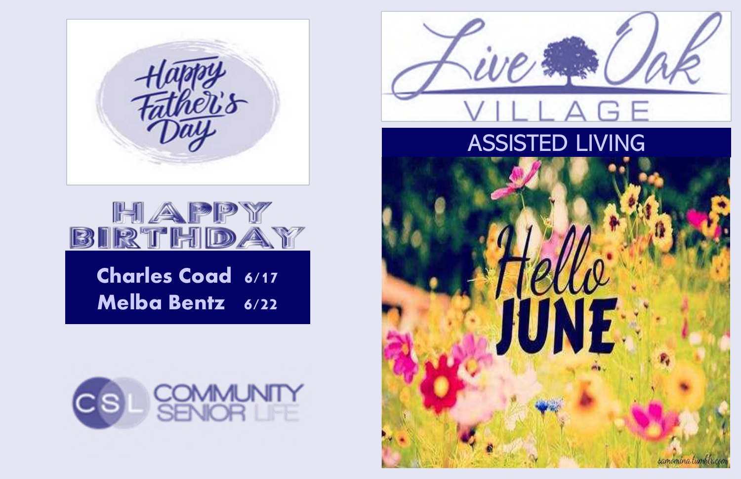Happy Father's Day

# Live Oak Village

## ASSISTED LIVING

## HAPPY BIRTHDAY

**Charles Coad** 6/17
**Melba Bentz** 6/22

Hello JUNE

CSL COMMUNITY SENIOR LIFE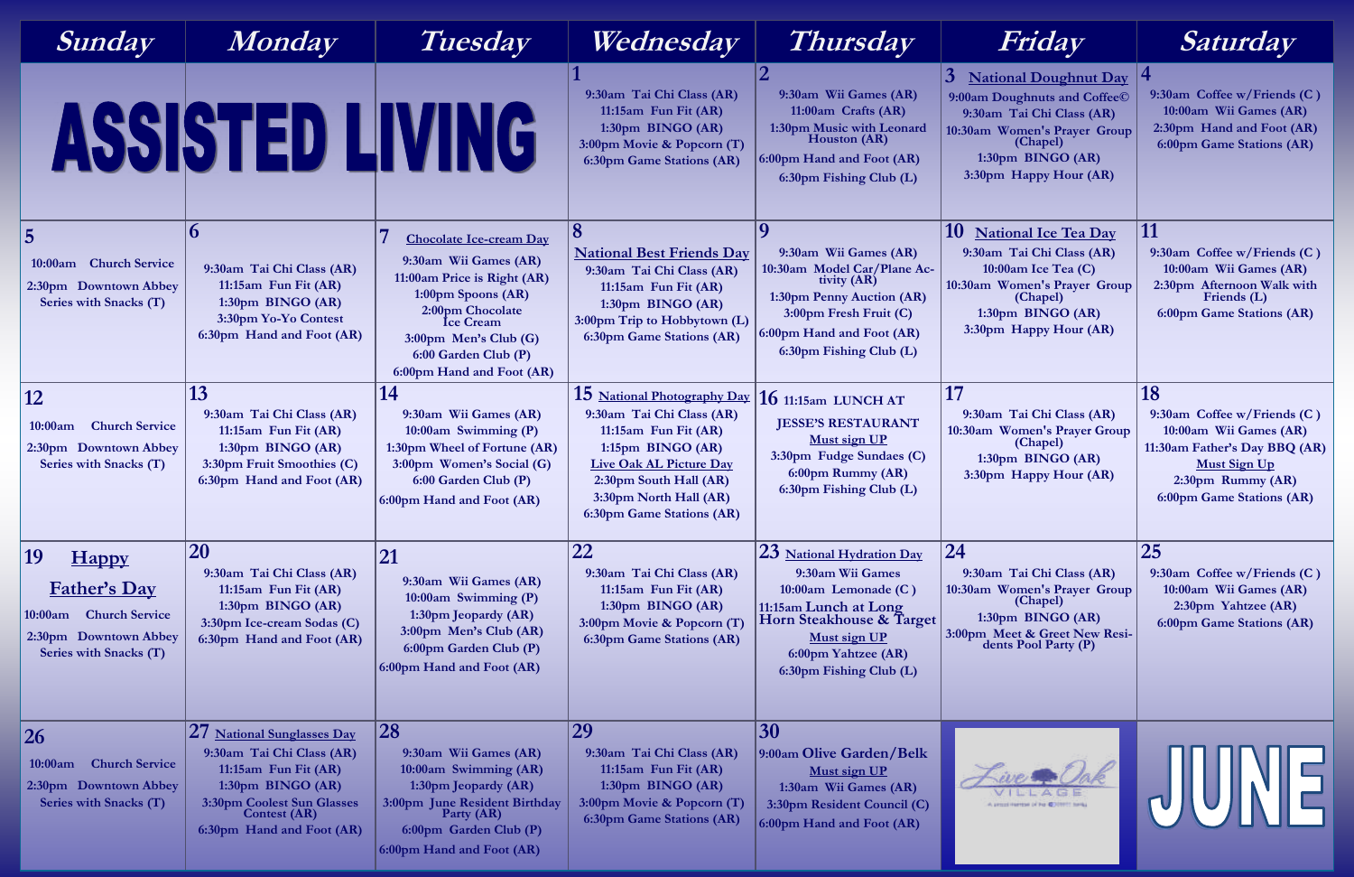# ASSISTED LIVING

# JUNE

| Sunday | Monday | Tuesday | Wednesday | Thursday | Friday | Saturday |
|---|---|---|---|---|---|---|
| | | | **1**<br>9:30am Tai Chi Class (AR)<br>11:15am Fun Fit (AR)<br>1:30pm BINGO (AR)<br>3:00pm Movie & Popcorn (T)<br>6:30pm Game Stations (AR) | **2**<br>9:30am Wii Games (AR)<br>11:00am Crafts (AR)<br>1:30pm Music with Leonard Houston (AR)<br>6:00pm Hand and Foot (AR)<br>6:30pm Fishing Club (L) | **3** National Doughnut Day<br>9:00am Doughnuts and Coffee©<br>9:30am Tai Chi Class (AR)<br>10:30am Women's Prayer Group (Chapel)<br>1:30pm BINGO (AR)<br>3:30pm Happy Hour (AR) | **4**<br>9:30am Coffee w/Friends (C)<br>10:00am Wii Games (AR)<br>2:30pm Hand and Foot (AR)<br>6:00pm Game Stations (AR) |
| **5**<br>10:00am Church Service<br>2:30pm Downtown Abbey Series with Snacks (T) | **6**<br>9:30am Tai Chi Class (AR)<br>11:15am Fun Fit (AR)<br>1:30pm BINGO (AR)<br>3:30pm Yo-Yo Contest<br>6:30pm Hand and Foot (AR) | **7** Chocolate Ice-cream Day<br>9:30am Wii Games (AR)<br>11:00am Price is Right (AR)<br>1:00pm Spoons (AR)<br>2:00pm Chocolate Ice Cream<br>3:00pm Men's Club (G)<br>6:00 Garden Club (P)<br>6:00pm Hand and Foot (AR) | **8** National Best Friends Day<br>9:30am Tai Chi Class (AR)<br>11:15am Fun Fit (AR)<br>1:30pm BINGO (AR)<br>3:00pm Trip to Hobbytown (L)<br>6:30pm Game Stations (AR) | **9**<br>9:30am Wii Games (AR)<br>10:30am Model Car/Plane Activity (AR)<br>1:30pm Penny Auction (AR)<br>3:00pm Fresh Fruit (C)<br>6:00pm Hand and Foot (AR)<br>6:30pm Fishing Club (L) | **10** National Ice Tea Day<br>9:30am Tai Chi Class (AR)<br>10:00am Ice Tea (C)<br>10:30am Women's Prayer Group (Chapel)<br>1:30pm BINGO (AR)<br>3:30pm Happy Hour (AR) | **11**<br>9:30am Coffee w/Friends (C)<br>10:00am Wii Games (AR)<br>2:30pm Afternoon Walk with Friends (L)<br>6:00pm Game Stations (AR) |
| **12**<br>10:00am Church Service<br>2:30pm Downtown Abbey Series with Snacks (T) | **13**<br>9:30am Tai Chi Class (AR)<br>11:15am Fun Fit (AR)<br>1:30pm BINGO (AR)<br>3:30pm Fruit Smoothies (C)<br>6:30pm Hand and Foot (AR) | **14**<br>9:30am Wii Games (AR)<br>10:00am Swimming (P)<br>1:30pm Wheel of Fortune (AR)<br>3:00pm Women's Social (G)<br>6:00 Garden Club (P)<br>6:00pm Hand and Foot (AR) | **15** National Photography Day<br>9:30am Tai Chi Class (AR)<br>11:15am Fun Fit (AR)<br>1:15pm BINGO (AR)<br>Live Oak AL Picture Day<br>2:30pm South Hall (AR)<br>3:30pm North Hall (AR)<br>6:30pm Game Stations (AR) | **16** 11:15am LUNCH AT JESSE'S RESTAURANT<br>Must sign UP<br>3:30pm Fudge Sundaes (C)<br>6:00pm Rummy (AR)<br>6:30pm Fishing Club (L) | **17**<br>9:30am Tai Chi Class (AR)<br>10:30am Women's Prayer Group (Chapel)<br>1:30pm BINGO (AR)<br>3:30pm Happy Hour (AR) | **18**<br>9:30am Coffee w/Friends (C)<br>10:00am Wii Games (AR)<br>11:30am Father's Day BBQ (AR)<br>Must Sign Up<br>2:30pm Rummy (AR)<br>6:00pm Game Stations (AR) |
| **19** Happy Father's Day<br>10:00am Church Service<br>2:30pm Downtown Abbey Series with Snacks (T) | **20**<br>9:30am Tai Chi Class (AR)<br>11:15am Fun Fit (AR)<br>1:30pm BINGO (AR)<br>3:30pm Ice-cream Sodas (C)<br>6:30pm Hand and Foot (AR) | **21**<br>9:30am Wii Games (AR)<br>10:00am Swimming (P)<br>1:30pm Jeopardy (AR)<br>3:00pm Men's Club (AR)<br>6:00pm Garden Club (P)<br>6:00pm Hand and Foot (AR) | **22**<br>9:30am Tai Chi Class (AR)<br>11:15am Fun Fit (AR)<br>1:30pm BINGO (AR)<br>3:00pm Movie & Popcorn (T)<br>6:30pm Game Stations (AR) | **23** National Hydration Day<br>9:30am Wii Games<br>10:00am Lemonade (C)<br>11:15am Lunch at Long Horn Steakhouse & Target<br>Must sign UP<br>6:00pm Yahtzee (AR)<br>6:30pm Fishing Club (L) | **24**<br>9:30am Tai Chi Class (AR)<br>10:30am Women's Prayer Group (Chapel)<br>1:30pm BINGO (AR)<br>3:00pm Meet & Greet New Residents Pool Party (P) | **25**<br>9:30am Coffee w/Friends (C)<br>10:00am Wii Games (AR)<br>2:30pm Yahtzee (AR)<br>6:00pm Game Stations (AR) |
| **26**<br>10:00am Church Service<br>2:30pm Downtown Abbey Series with Snacks (T) | **27** National Sunglasses Day<br>9:30am Tai Chi Class (AR)<br>11:15am Fun Fit (AR)<br>1:30pm BINGO (AR)<br>3:30pm Coolest Sun Glasses Contest (AR)<br>6:30pm Hand and Foot (AR) | **28**<br>9:30am Wii Games (AR)<br>10:00am Swimming (AR)<br>1:30pm Jeopardy (AR)<br>3:00pm June Resident Birthday Party (AR)<br>6:00pm Garden Club (P)<br>6:00pm Hand and Foot (AR) | **29**<br>9:30am Tai Chi Class (AR)<br>11:15am Fun Fit (AR)<br>1:30pm BINGO (AR)<br>3:00pm Movie & Popcorn (T)<br>6:30pm Game Stations (AR) | **30**<br>9:00am Olive Garden/Belk<br>Must sign UP<br>1:30am Wii Games (AR)<br>3:30pm Resident Council (C)<br>6:00pm Hand and Foot (AR) | Live Oak Village | |